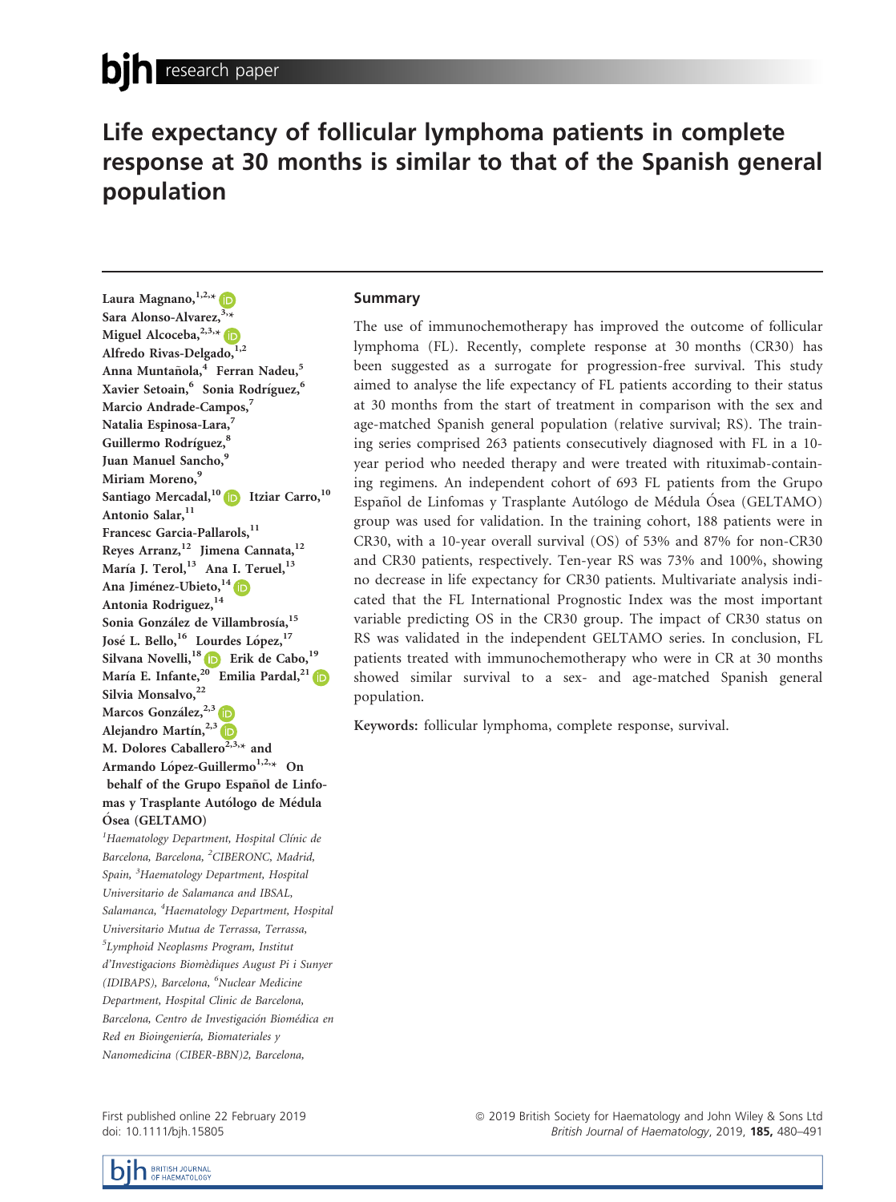# Life expectancy of follicular lymphoma patients in complete response at 30 months is similar to that of the Spanish general population

Laura Magnano,[1,2,*] Sara Alonso-Alvarez,[3,*] Miguel Alcoceba,[2,3,*] Alfredo Rivas-Delgado,[1,2] Anna Muntañola,[4] Ferran Nadeu,[5] Xavier Setoain,[6] Sonia Rodríguez,[6] Marcio Andrade-Campos,[7] Natalia Espinosa-Lara,[7] Guillermo Rodríguez,[8] Juan Manuel Sancho,[9] Miriam Moreno,[9] Santiago Mercadal,[10] Itziar Carro,[10] Antonio Salar,[11] Francesc Garcia-Pallarols,[11] Reyes Arranz,[12] Jimena Cannata,[12] María J. Terol,[13] Ana I. Teruel,[13] Ana Jiménez-Ubieto,[14] Antonia Rodriguez,[14] Sonia González de Villambrosía,[15] José L. Bello,[16] Lourdes López,[17] Silvana Novelli,[18] Erik de Cabo,[19] María E. Infante,[20] Emilia Pardal,[21] Silvia Monsalvo,[22] Marcos González,[2,3] Alejandro Martín,[2,3] M. Dolores Caballero[2,3,*] and Armando López-Guillermo[1,2,*] On behalf of the Grupo Español de Linfomas y Trasplante Autólogo de Médula Ósea (GELTAMO)

*[1]Haematology Department, Hospital Clínic de Barcelona, Barcelona, [2]CIBERONC, Madrid, Spain, [3]Haematology Department, Hospital Universitario de Salamanca and IBSAL, Salamanca, [4]Haematology Department, Hospital Universitario Mutua de Terrassa, Terrassa, [5]Lymphoid Neoplasms Program, Institut d'Investigacions Biomèdiques August Pi i Sunyer (IDIBAPS), Barcelona, [6]Nuclear Medicine Department, Hospital Clinic de Barcelona, Barcelona, Centro de Investigación Biomédica en Red en Bioingeniería, Biomateriales y Nanomedicina (CIBER-BBN)2, Barcelona,*

## Summary

The use of immunochemotherapy has improved the outcome of follicular lymphoma (FL). Recently, complete response at 30 months (CR30) has been suggested as a surrogate for progression-free survival. This study aimed to analyse the life expectancy of FL patients according to their status at 30 months from the start of treatment in comparison with the sex and age-matched Spanish general population (relative survival; RS). The training series comprised 263 patients consecutively diagnosed with FL in a 10-year period who needed therapy and were treated with rituximab-containing regimens. An independent cohort of 693 FL patients from the Grupo Español de Linfomas y Trasplante Autólogo de Médula Ósea (GELTAMO) group was used for validation. In the training cohort, 188 patients were in CR30, with a 10-year overall survival (OS) of 53% and 87% for non-CR30 and CR30 patients, respectively. Ten-year RS was 73% and 100%, showing no decrease in life expectancy for CR30 patients. Multivariate analysis indicated that the FL International Prognostic Index was the most important variable predicting OS in the CR30 group. The impact of CR30 status on RS was validated in the independent GELTAMO series. In conclusion, FL patients treated with immunochemotherapy who were in CR at 30 months showed similar survival to a sex- and age-matched Spanish general population.

**Keywords:** follicular lymphoma, complete response, survival.

First published online 22 February 2019
doi: 10.1111/bjh.15805

© 2019 British Society for Haematology and John Wiley & Sons Ltd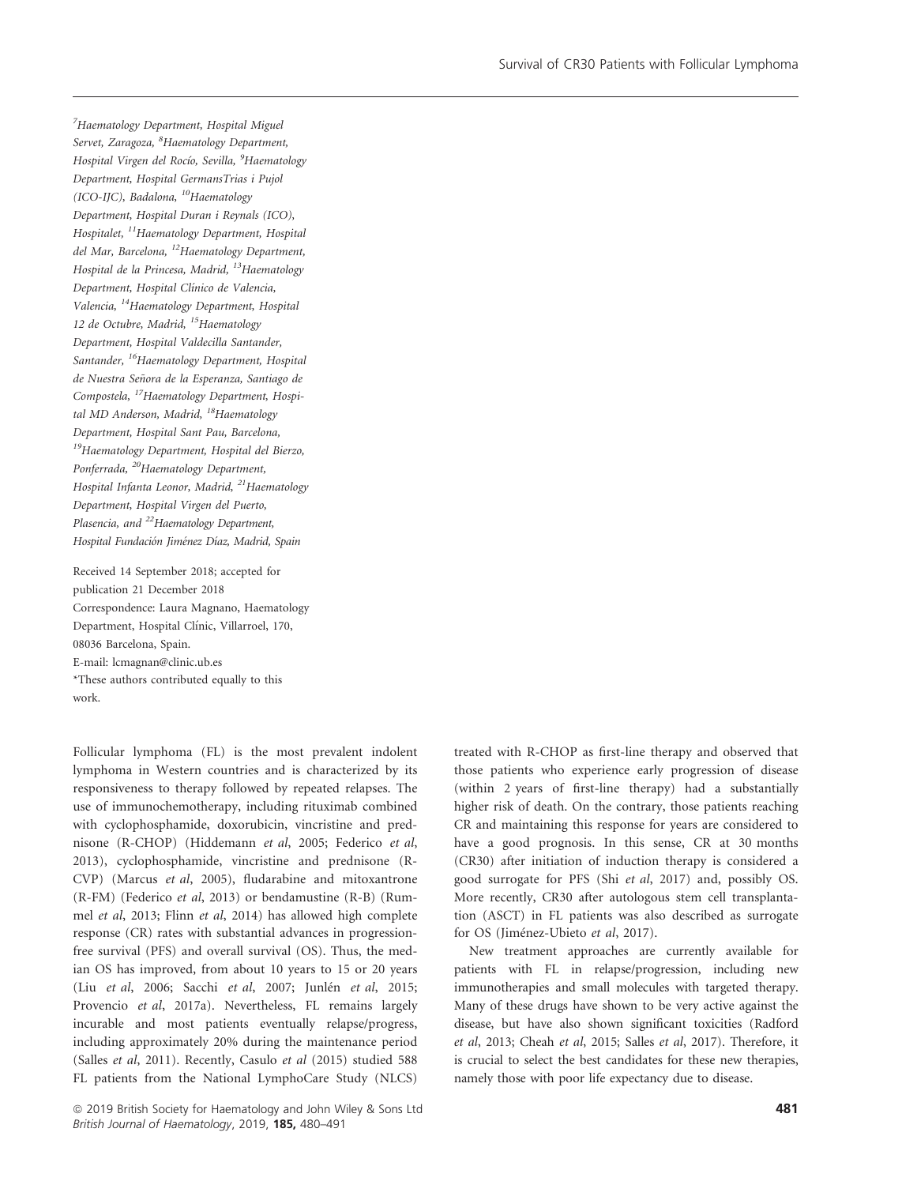[7]Haematology Department, Hospital Miguel Servet, Zaragoza, [8]Haematology Department, Hospital Virgen del Rocío, Sevilla, [9]Haematology Department, Hospital GermansTrias i Pujol (ICO-IJC), Badalona, [10]Haematology Department, Hospital Duran i Reynals (ICO), Hospitalet, [11]Haematology Department, Hospital del Mar, Barcelona, [12]Haematology Department, Hospital de la Princesa, Madrid, [13]Haematology Department, Hospital Clínico de Valencia, Valencia, [14]Haematology Department, Hospital 12 de Octubre, Madrid, [15]Haematology Department, Hospital Valdecilla Santander, Santander, [16]Haematology Department, Hospital de Nuestra Señora de la Esperanza, Santiago de Compostela, [17]Haematology Department, Hospital MD Anderson, Madrid, [18]Haematology Department, Hospital Sant Pau, Barcelona, [19]Haematology Department, Hospital del Bierzo, Ponferrada, [20]Haematology Department, Hospital Infanta Leonor, Madrid, [21]Haematology Department, Hospital Virgen del Puerto, Plasencia, and [22]Haematology Department, Hospital Fundación Jiménez Díaz, Madrid, Spain

Received 14 September 2018; accepted for publication 21 December 2018
Correspondence: Laura Magnano, Haematology Department, Hospital Clínic, Villarroel, 170, 08036 Barcelona, Spain.
E-mail: lcmagnan@clinic.ub.es
*These authors contributed equally to this work.

Follicular lymphoma (FL) is the most prevalent indolent lymphoma in Western countries and is characterized by its responsiveness to therapy followed by repeated relapses. The use of immunochemotherapy, including rituximab combined with cyclophosphamide, doxorubicin, vincristine and prednisone (R-CHOP) (Hiddemann *et al*, 2005; Federico *et al*, 2013), cyclophosphamide, vincristine and prednisone (R-CVP) (Marcus *et al*, 2005), fludarabine and mitoxantrone (R-FM) (Federico *et al*, 2013) or bendamustine (R-B) (Rummel *et al*, 2013; Flinn *et al*, 2014) has allowed high complete response (CR) rates with substantial advances in progression-free survival (PFS) and overall survival (OS). Thus, the median OS has improved, from about 10 years to 15 or 20 years (Liu *et al*, 2006; Sacchi *et al*, 2007; Junlén *et al*, 2015; Provencio *et al*, 2017a). Nevertheless, FL remains largely incurable and most patients eventually relapse/progress, including approximately 20% during the maintenance period (Salles *et al*, 2011). Recently, Casulo *et al* (2015) studied 588 FL patients from the National LymphoCare Study (NLCS) treated with R-CHOP as first-line therapy and observed that those patients who experience early progression of disease (within 2 years of first-line therapy) had a substantially higher risk of death. On the contrary, those patients reaching CR and maintaining this response for years are considered to have a good prognosis. In this sense, CR at 30 months (CR30) after initiation of induction therapy is considered a good surrogate for PFS (Shi *et al*, 2017) and, possibly OS. More recently, CR30 after autologous stem cell transplantation (ASCT) in FL patients was also described as surrogate for OS (Jiménez-Ubieto *et al*, 2017).

New treatment approaches are currently available for patients with FL in relapse/progression, including new immunotherapies and small molecules with targeted therapy. Many of these drugs have shown to be very active against the disease, but have also shown significant toxicities (Radford *et al*, 2013; Cheah *et al*, 2015; Salles *et al*, 2017). Therefore, it is crucial to select the best candidates for these new therapies, namely those with poor life expectancy due to disease.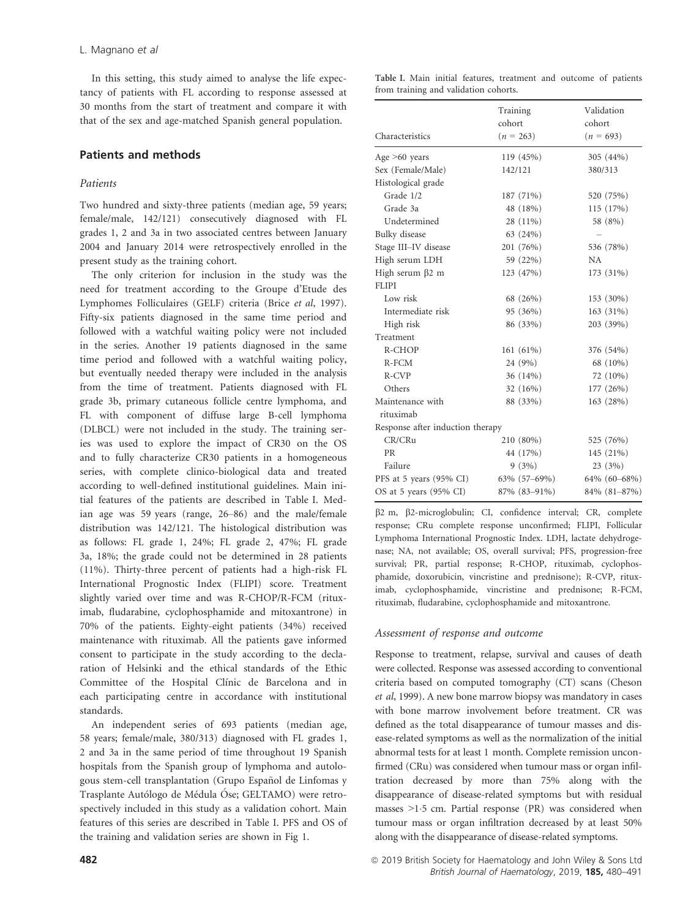In this setting, this study aimed to analyse the life expectancy of patients with FL according to response assessed at 30 months from the start of treatment and compare it with that of the sex and age-matched Spanish general population.

## Patients and methods

### Patients

Two hundred and sixty-three patients (median age, 59 years; female/male, 142/121) consecutively diagnosed with FL grades 1, 2 and 3a in two associated centres between January 2004 and January 2014 were retrospectively enrolled in the present study as the training cohort.

The only criterion for inclusion in the study was the need for treatment according to the Groupe d'Etude des Lymphomes Folliculaires (GELF) criteria (Brice *et al*, 1997). Fifty-six patients diagnosed in the same time period and followed with a watchful waiting policy were not included in the series. Another 19 patients diagnosed in the same time period and followed with a watchful waiting policy, but eventually needed therapy were included in the analysis from the time of treatment. Patients diagnosed with FL grade 3b, primary cutaneous follicle centre lymphoma, and FL with component of diffuse large B-cell lymphoma (DLBCL) were not included in the study. The training series was used to explore the impact of CR30 on the OS and to fully characterize CR30 patients in a homogeneous series, with complete clinico-biological data and treated according to well-defined institutional guidelines. Main initial features of the patients are described in Table I. Median age was 59 years (range, 26–86) and the male/female distribution was 142/121. The histological distribution was as follows: FL grade 1, 24%; FL grade 2, 47%; FL grade 3a, 18%; the grade could not be determined in 28 patients (11%). Thirty-three percent of patients had a high-risk FL International Prognostic Index (FLIPI) score. Treatment slightly varied over time and was R-CHOP/R-FCM (rituximab, fludarabine, cyclophosphamide and mitoxantrone) in 70% of the patients. Eighty-eight patients (34%) received maintenance with rituximab. All the patients gave informed consent to participate in the study according to the declaration of Helsinki and the ethical standards of the Ethic Committee of the Hospital Clínic de Barcelona and in each participating centre in accordance with institutional standards.

An independent series of 693 patients (median age, 58 years; female/male, 380/313) diagnosed with FL grades 1, 2 and 3a in the same period of time throughout 19 Spanish hospitals from the Spanish group of lymphoma and autologous stem-cell transplantation (Grupo Español de Linfomas y Trasplante Autólogo de Médula Óse; GELTAMO) were retrospectively included in this study as a validation cohort. Main features of this series are described in Table I. PFS and OS of the training and validation series are shown in Fig 1.

Table I. Main initial features, treatment and outcome of patients from training and validation cohorts.

| Characteristics | Training cohort ($n$ = 263) | Validation cohort ($n$ = 693) |
|---|---|---|
| Age >60 years | 119 (45%) | 305 (44%) |
| Sex (Female/Male) | 142/121 | 380/313 |
| Histological grade | | |
| Grade 1/2 | 187 (71%) | 520 (75%) |
| Grade 3a | 48 (18%) | 115 (17%) |
| Undetermined | 28 (11%) | 58 (8%) |
| Bulky disease | 63 (24%) | – |
| Stage III–IV disease | 201 (76%) | 536 (78%) |
| High serum LDH | 59 (22%) | NA |
| High serum β2 m | 123 (47%) | 173 (31%) |
| FLIPI | | |
| Low risk | 68 (26%) | 153 (30%) |
| Intermediate risk | 95 (36%) | 163 (31%) |
| High risk | 86 (33%) | 203 (39%) |
| Treatment | | |
| R-CHOP | 161 (61%) | 376 (54%) |
| R-FCM | 24 (9%) | 68 (10%) |
| R-CVP | 36 (14%) | 72 (10%) |
| Others | 32 (16%) | 177 (26%) |
| Maintenance with rituximab | 88 (33%) | 163 (28%) |
| Response after induction therapy | | |
| CR/CRu | 210 (80%) | 525 (76%) |
| PR | 44 (17%) | 145 (21%) |
| Failure | 9 (3%) | 23 (3%) |
| PFS at 5 years (95% CI) | 63% (57–69%) | 64% (60–68%) |
| OS at 5 years (95% CI) | 87% (83–91%) | 84% (81–87%) |

β2 m, β2-microglobulin; CI, confidence interval; CR, complete response; CRu complete response unconfirmed; FLIPI, Follicular Lymphoma International Prognostic Index. LDH, lactate dehydrogenase; NA, not available; OS, overall survival; PFS, progression-free survival; PR, partial response; R-CHOP, rituximab, cyclophosphamide, doxorubicin, vincristine and prednisone); R-CVP, rituximab, cyclophosphamide, vincristine and prednisone; R-FCM, rituximab, fludarabine, cyclophosphamide and mitoxantrone.

### Assessment of response and outcome

Response to treatment, relapse, survival and causes of death were collected. Response was assessed according to conventional criteria based on computed tomography (CT) scans (Cheson *et al*, 1999). A new bone marrow biopsy was mandatory in cases with bone marrow involvement before treatment. CR was defined as the total disappearance of tumour masses and disease-related symptoms as well as the normalization of the initial abnormal tests for at least 1 month. Complete remission unconfirmed (CRu) was considered when tumour mass or organ infiltration decreased by more than 75% along with the disappearance of disease-related symptoms but with residual masses >1·5 cm. Partial response (PR) was considered when tumour mass or organ infiltration decreased by at least 50% along with the disappearance of disease-related symptoms.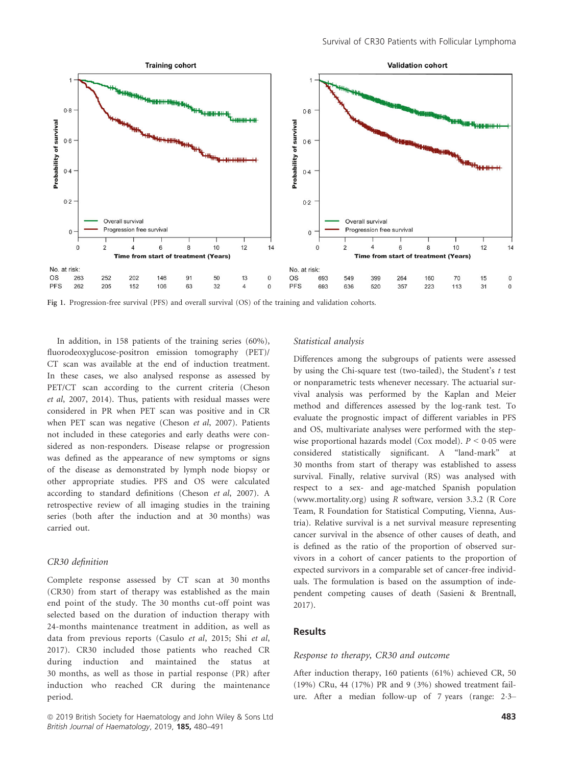Fig 1. Progression-free survival (PFS) and overall survival (OS) of the training and validation cohorts.

In addition, in 158 patients of the training series (60%), fluorodeoxyglucose-positron emission tomography (PET)/CT scan was available at the end of induction treatment. In these cases, we also analysed response as assessed by PET/CT scan according to the current criteria (Cheson *et al*, 2007, 2014). Thus, patients with residual masses were considered in PR when PET scan was positive and in CR when PET scan was negative (Cheson *et al*, 2007). Patients not included in these categories and early deaths were considered as non-responders. Disease relapse or progression was defined as the appearance of new symptoms or signs of the disease as demonstrated by lymph node biopsy or other appropriate studies. PFS and OS were calculated according to standard definitions (Cheson *et al*, 2007). A retrospective review of all imaging studies in the training series (both after the induction and at 30 months) was carried out.

### CR30 definition

Complete response assessed by CT scan at 30 months (CR30) from start of therapy was established as the main end point of the study. The 30 months cut-off point was selected based on the duration of induction therapy with 24-months maintenance treatment in addition, as well as data from previous reports (Casulo *et al*, 2015; Shi *et al*, 2017). CR30 included those patients who reached CR during induction and maintained the status at 30 months, as well as those in partial response (PR) after induction who reached CR during the maintenance period.

### Statistical analysis

Differences among the subgroups of patients were assessed by using the Chi-square test (two-tailed), the Student's *t* test or nonparametric tests whenever necessary. The actuarial survival analysis was performed by the Kaplan and Meier method and differences assessed by the log-rank test. To evaluate the prognostic impact of different variables in PFS and OS, multivariate analyses were performed with the stepwise proportional hazards model (Cox model). $P < 0{\cdot}05$ were considered statistically significant. A "land-mark" at 30 months from start of therapy was established to assess survival. Finally, relative survival (RS) was analysed with respect to a sex- and age-matched Spanish population (www.mortality.org) using *R* software, version 3.3.2 (R Core Team, R Foundation for Statistical Computing, Vienna, Austria). Relative survival is a net survival measure representing cancer survival in the absence of other causes of death, and is defined as the ratio of the proportion of observed survivors in a cohort of cancer patients to the proportion of expected survivors in a comparable set of cancer-free individuals. The formulation is based on the assumption of independent competing causes of death (Sasieni & Brentnall, 2017).

## Results

### Response to therapy, CR30 and outcome

After induction therapy, 160 patients (61%) achieved CR, 50 (19%) CRu, 44 (17%) PR and 9 (3%) showed treatment failure. After a median follow-up of 7 years (range: 2·3–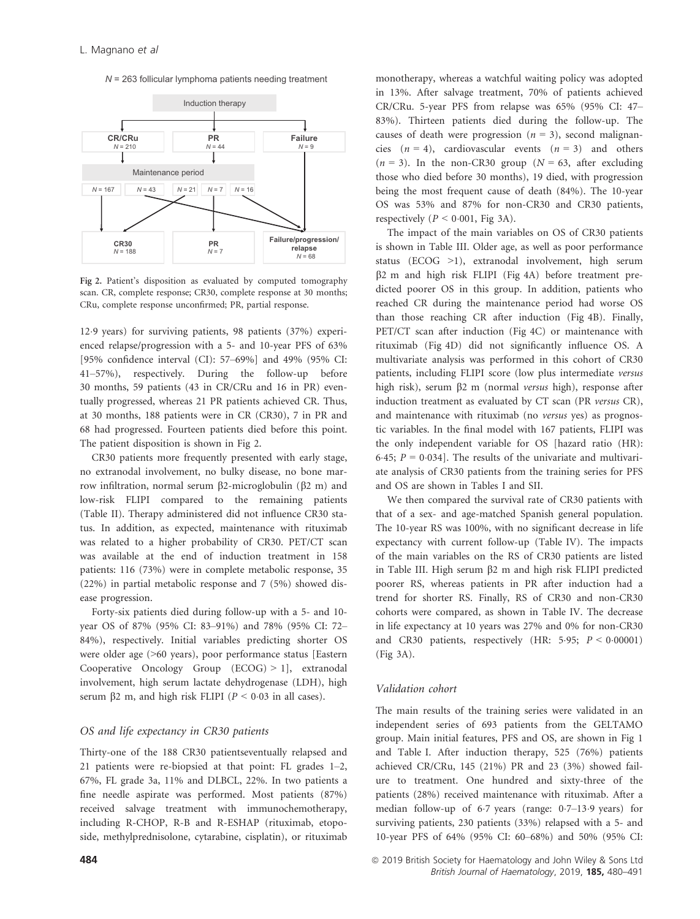Fig 2. Patient's disposition as evaluated by computed tomography scan. CR, complete response; CR30, complete response at 30 months; CRu, complete response unconfirmed; PR, partial response.

12·9 years) for surviving patients, 98 patients (37%) experienced relapse/progression with a 5- and 10-year PFS of 63% [95% confidence interval (CI): 57–69%] and 49% (95% CI: 41–57%), respectively. During the follow-up before 30 months, 59 patients (43 in CR/CRu and 16 in PR) eventually progressed, whereas 21 PR patients achieved CR. Thus, at 30 months, 188 patients were in CR (CR30), 7 in PR and 68 had progressed. Fourteen patients died before this point. The patient disposition is shown in Fig 2.

CR30 patients more frequently presented with early stage, no extranodal involvement, no bulky disease, no bone marrow infiltration, normal serum β2-microglobulin (β2 m) and low-risk FLIPI compared to the remaining patients (Table II). Therapy administered did not influence CR30 status. In addition, as expected, maintenance with rituximab was related to a higher probability of CR30. PET/CT scan was available at the end of induction treatment in 158 patients: 116 (73%) were in complete metabolic response, 35 (22%) in partial metabolic response and 7 (5%) showed disease progression.

Forty-six patients died during follow-up with a 5- and 10-year OS of 87% (95% CI: 83–91%) and 78% (95% CI: 72–84%), respectively. Initial variables predicting shorter OS were older age (>60 years), poor performance status [Eastern Cooperative Oncology Group (ECOG) > 1], extranodal involvement, high serum lactate dehydrogenase (LDH), high serum β2 m, and high risk FLIPI ($P < 0·03$ in all cases).

### OS and life expectancy in CR30 patients

Thirty-one of the 188 CR30 patientseventually relapsed and 21 patients were re-biopsied at that point: FL grades 1–2, 67%, FL grade 3a, 11% and DLBCL, 22%. In two patients a fine needle aspirate was performed. Most patients (87%) received salvage treatment with immunochemotherapy, including R-CHOP, R-B and R-ESHAP (rituximab, etoposide, methylprednisolone, cytarabine, cisplatin), or rituximab monotherapy, whereas a watchful waiting policy was adopted in 13%. After salvage treatment, 70% of patients achieved CR/CRu. 5-year PFS from relapse was 65% (95% CI: 47–83%). Thirteen patients died during the follow-up. The causes of death were progression ($n = 3$), second malignancies ($n = 4$), cardiovascular events ($n = 3$) and others ($n = 3$). In the non-CR30 group ($N = 63$, after excluding those who died before 30 months), 19 died, with progression being the most frequent cause of death (84%). The 10-year OS was 53% and 87% for non-CR30 and CR30 patients, respectively ($P < 0·001$, Fig 3A).

The impact of the main variables on OS of CR30 patients is shown in Table III. Older age, as well as poor performance status (ECOG >1), extranodal involvement, high serum β2 m and high risk FLIPI (Fig 4A) before treatment predicted poorer OS in this group. In addition, patients who reached CR during the maintenance period had worse OS than those reaching CR after induction (Fig 4B). Finally, PET/CT scan after induction (Fig 4C) or maintenance with rituximab (Fig 4D) did not significantly influence OS. A multivariate analysis was performed in this cohort of CR30 patients, including FLIPI score (low plus intermediate *versus* high risk), serum β2 m (normal *versus* high), response after induction treatment as evaluated by CT scan (PR *versus* CR), and maintenance with rituximab (no *versus* yes) as prognostic variables. In the final model with 167 patients, FLIPI was the only independent variable for OS [hazard ratio (HR): 6·45; $P = 0·034$]. The results of the univariate and multivariate analysis of CR30 patients from the training series for PFS and OS are shown in Tables I and SII.

We then compared the survival rate of CR30 patients with that of a sex- and age-matched Spanish general population. The 10-year RS was 100%, with no significant decrease in life expectancy with current follow-up (Table IV). The impacts of the main variables on the RS of CR30 patients are listed in Table III. High serum β2 m and high risk FLIPI predicted poorer RS, whereas patients in PR after induction had a trend for shorter RS. Finally, RS of CR30 and non-CR30 cohorts were compared, as shown in Table IV. The decrease in life expectancy at 10 years was 27% and 0% for non-CR30 and CR30 patients, respectively (HR: 5·95; $P < 0·00001$) (Fig 3A).

### Validation cohort

The main results of the training series were validated in an independent series of 693 patients from the GELTAMO group. Main initial features, PFS and OS, are shown in Fig 1 and Table I. After induction therapy, 525 (76%) patients achieved CR/CRu, 145 (21%) PR and 23 (3%) showed failure to treatment. One hundred and sixty-three of the patients (28%) received maintenance with rituximab. After a median follow-up of 6·7 years (range: 0·7–13·9 years) for surviving patients, 230 patients (33%) relapsed with a 5- and 10-year PFS of 64% (95% CI: 60–68%) and 50% (95% CI: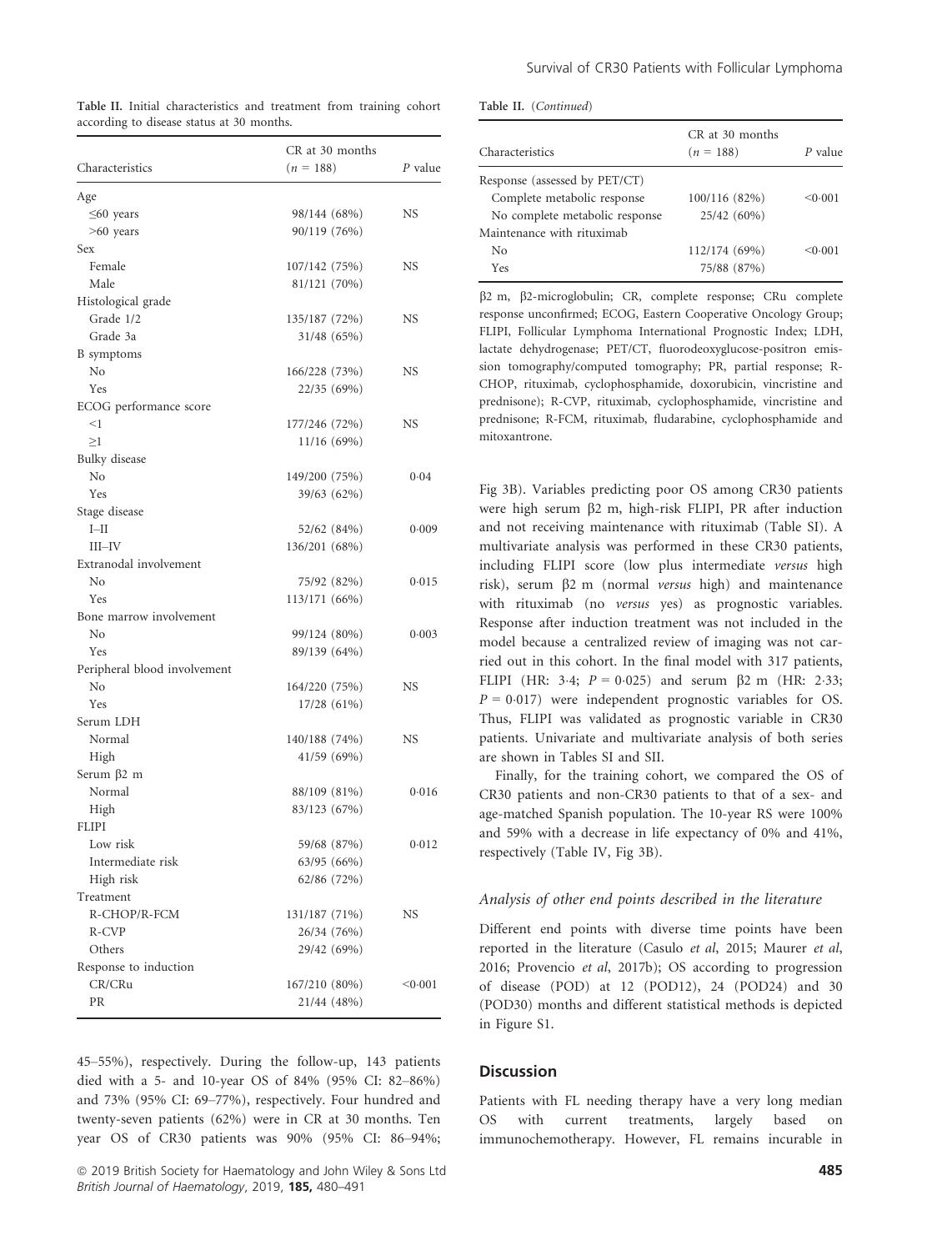**Table II.** Initial characteristics and treatment from training cohort according to disease status at 30 months.

| Characteristics | CR at 30 months ($n$ = 188) | $P$ value |
|---|---|---|
| Age | | |
| ≤60 years | 98/144 (68%) | NS |
| >60 years | 90/119 (76%) | |
| Sex | | |
| Female | 107/142 (75%) | NS |
| Male | 81/121 (70%) | |
| Histological grade | | |
| Grade 1/2 | 135/187 (72%) | NS |
| Grade 3a | 31/48 (65%) | |
| B symptoms | | |
| No | 166/228 (73%) | NS |
| Yes | 22/35 (69%) | |
| ECOG performance score | | |
| <1 | 177/246 (72%) | NS |
| ≥1 | 11/16 (69%) | |
| Bulky disease | | |
| No | 149/200 (75%) | 0·04 |
| Yes | 39/63 (62%) | |
| Stage disease | | |
| I–II | 52/62 (84%) | 0·009 |
| III–IV | 136/201 (68%) | |
| Extranodal involvement | | |
| No | 75/92 (82%) | 0·015 |
| Yes | 113/171 (66%) | |
| Bone marrow involvement | | |
| No | 99/124 (80%) | 0·003 |
| Yes | 89/139 (64%) | |
| Peripheral blood involvement | | |
| No | 164/220 (75%) | NS |
| Yes | 17/28 (61%) | |
| Serum LDH | | |
| Normal | 140/188 (74%) | NS |
| High | 41/59 (69%) | |
| Serum β2 m | | |
| Normal | 88/109 (81%) | 0·016 |
| High | 83/123 (67%) | |
| FLIPI | | |
| Low risk | 59/68 (87%) | 0·012 |
| Intermediate risk | 63/95 (66%) | |
| High risk | 62/86 (72%) | |
| Treatment | | |
| R-CHOP/R-FCM | 131/187 (71%) | NS |
| R-CVP | 26/34 (76%) | |
| Others | 29/42 (69%) | |
| Response to induction | | |
| CR/CRu | 167/210 (80%) | <0·001 |
| PR | 21/44 (48%) | |
| Response (assessed by PET/CT) | | |
| Complete metabolic response | 100/116 (82%) | <0·001 |
| No complete metabolic response | 25/42 (60%) | |
| Maintenance with rituximab | | |
| No | 112/174 (69%) | <0·001 |
| Yes | 75/88 (87%) | |

β2 m, β2-microglobulin; CR, complete response; CRu complete response unconfirmed; ECOG, Eastern Cooperative Oncology Group; FLIPI, Follicular Lymphoma International Prognostic Index; LDH, lactate dehydrogenase; PET/CT, fluorodeoxyglucose-positron emission tomography/computed tomography; PR, partial response; R-CHOP, rituximab, cyclophosphamide, doxorubicin, vincristine and prednisone); R-CVP, rituximab, cyclophosphamide, vincristine and prednisone; R-FCM, rituximab, fludarabine, cyclophosphamide and mitoxantrone.

45–55%), respectively. During the follow-up, 143 patients died with a 5- and 10-year OS of 84% (95% CI: 82–86%) and 73% (95% CI: 69–77%), respectively. Four hundred and twenty-seven patients (62%) were in CR at 30 months. Ten year OS of CR30 patients was 90% (95% CI: 86–94%; Fig 3B). Variables predicting poor OS among CR30 patients were high serum β2 m, high-risk FLIPI, PR after induction and not receiving maintenance with rituximab (Table SI). A multivariate analysis was performed in these CR30 patients, including FLIPI score (low plus intermediate *versus* high risk), serum β2 m (normal *versus* high) and maintenance with rituximab (no *versus* yes) as prognostic variables. Response after induction treatment was not included in the model because a centralized review of imaging was not carried out in this cohort. In the final model with 317 patients, FLIPI (HR: 3·4; $P$ = 0·025) and serum β2 m (HR: 2·33; $P$ = 0·017) were independent prognostic variables for OS. Thus, FLIPI was validated as prognostic variable in CR30 patients. Univariate and multivariate analysis of both series are shown in Tables SI and SII.

Finally, for the training cohort, we compared the OS of CR30 patients and non-CR30 patients to that of a sex- and age-matched Spanish population. The 10-year RS were 100% and 59% with a decrease in life expectancy of 0% and 41%, respectively (Table IV, Fig 3B).

### *Analysis of other end points described in the literature*

Different end points with diverse time points have been reported in the literature (Casulo *et al*, 2015; Maurer *et al*, 2016; Provencio *et al*, 2017b); OS according to progression of disease (POD) at 12 (POD12), 24 (POD24) and 30 (POD30) months and different statistical methods is depicted in Figure S1.

## Discussion

Patients with FL needing therapy have a very long median OS with current treatments, largely based on immunochemotherapy. However, FL remains incurable in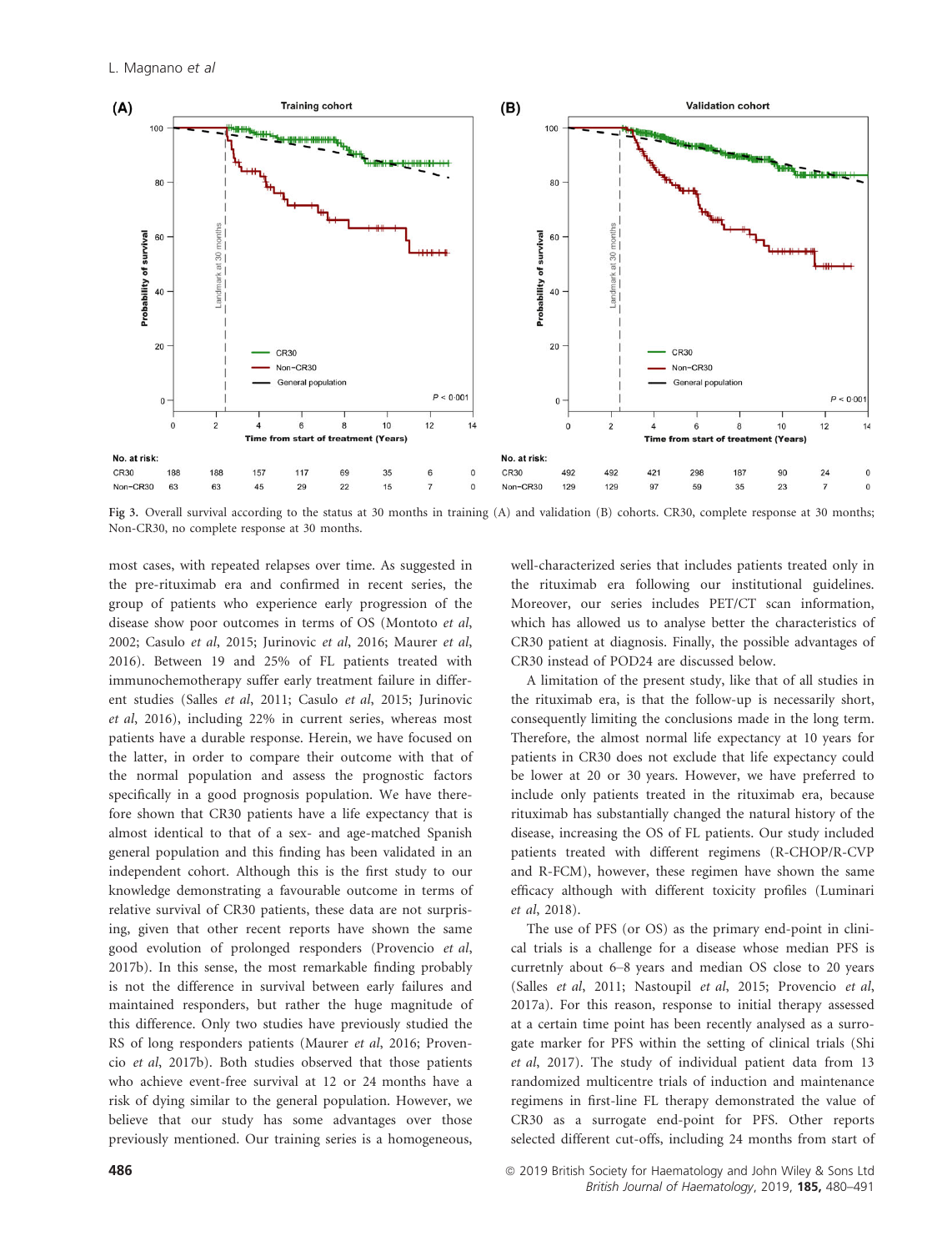Fig 3. Overall survival according to the status at 30 months in training (A) and validation (B) cohorts. CR30, complete response at 30 months; Non-CR30, no complete response at 30 months.

most cases, with repeated relapses over time. As suggested in the pre-rituximab era and confirmed in recent series, the group of patients who experience early progression of the disease show poor outcomes in terms of OS (Montoto *et al*, 2002; Casulo *et al*, 2015; Jurinovic *et al*, 2016; Maurer *et al*, 2016). Between 19 and 25% of FL patients treated with immunochemotherapy suffer early treatment failure in different studies (Salles *et al*, 2011; Casulo *et al*, 2015; Jurinovic *et al*, 2016), including 22% in current series, whereas most patients have a durable response. Herein, we have focused on the latter, in order to compare their outcome with that of the normal population and assess the prognostic factors specifically in a good prognosis population. We have therefore shown that CR30 patients have a life expectancy that is almost identical to that of a sex- and age-matched Spanish general population and this finding has been validated in an independent cohort. Although this is the first study to our knowledge demonstrating a favourable outcome in terms of relative survival of CR30 patients, these data are not surprising, given that other recent reports have shown the same good evolution of prolonged responders (Provencio *et al*, 2017b). In this sense, the most remarkable finding probably is not the difference in survival between early failures and maintained responders, but rather the huge magnitude of this difference. Only two studies have previously studied the RS of long responders patients (Maurer *et al*, 2016; Provencio *et al*, 2017b). Both studies observed that those patients who achieve event-free survival at 12 or 24 months have a risk of dying similar to the general population. However, we believe that our study has some advantages over those previously mentioned. Our training series is a homogeneous, well-characterized series that includes patients treated only in the rituximab era following our institutional guidelines. Moreover, our series includes PET/CT scan information, which has allowed us to analyse better the characteristics of CR30 patient at diagnosis. Finally, the possible advantages of CR30 instead of POD24 are discussed below.

A limitation of the present study, like that of all studies in the rituximab era, is that the follow-up is necessarily short, consequently limiting the conclusions made in the long term. Therefore, the almost normal life expectancy at 10 years for patients in CR30 does not exclude that life expectancy could be lower at 20 or 30 years. However, we have preferred to include only patients treated in the rituximab era, because rituximab has substantially changed the natural history of the disease, increasing the OS of FL patients. Our study included patients treated with different regimens (R-CHOP/R-CVP and R-FCM), however, these regimen have shown the same efficacy although with different toxicity profiles (Luminari *et al*, 2018).

The use of PFS (or OS) as the primary end-point in clinical trials is a challenge for a disease whose median PFS is curretnly about 6–8 years and median OS close to 20 years (Salles *et al*, 2011; Nastoupil *et al*, 2015; Provencio *et al*, 2017a). For this reason, response to initial therapy assessed at a certain time point has been recently analysed as a surrogate marker for PFS within the setting of clinical trials (Shi *et al*, 2017). The study of individual patient data from 13 randomized multicentre trials of induction and maintenance regimens in first-line FL therapy demonstrated the value of CR30 as a surrogate end-point for PFS. Other reports selected different cut-offs, including 24 months from start of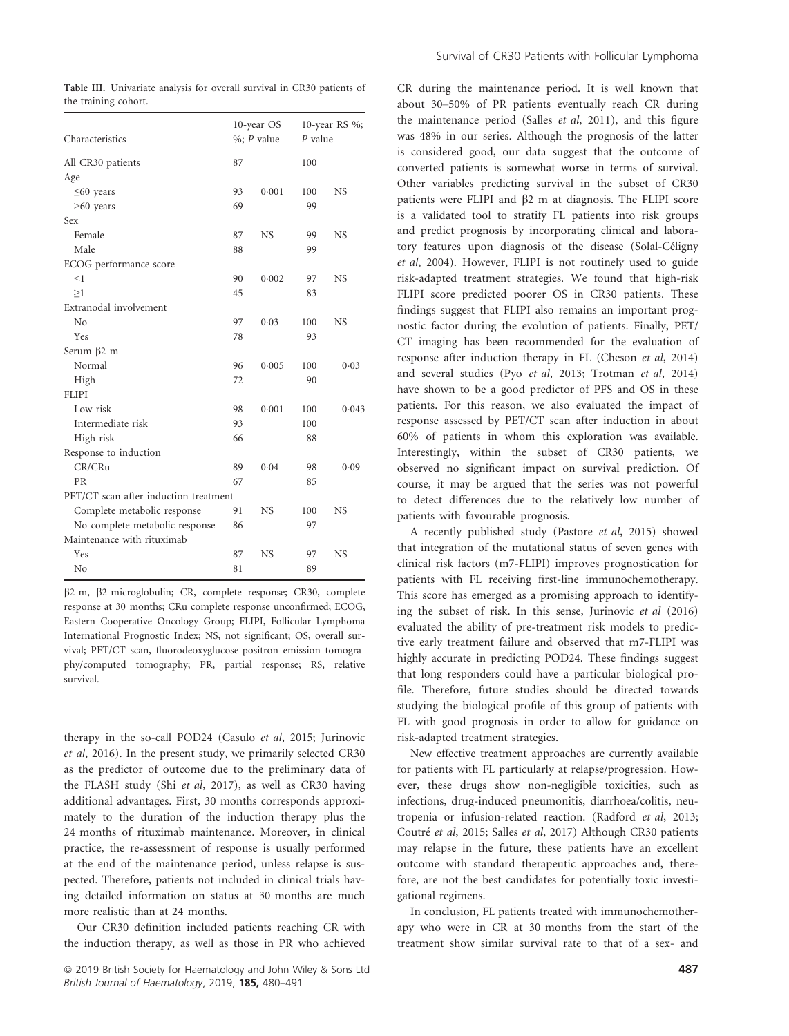Table III. Univariate analysis for overall survival in CR30 patients of the training cohort.

| Characteristics | 10-year OS %; *P* value | | 10-year RS %; *P* value | |
|---|---|---|---|---|
| All CR30 patients | 87 | | 100 | |
| Age | | | | |
| ≤60 years | 93 | 0·001 | 100 | NS |
| >60 years | 69 | | 99 | |
| Sex | | | | |
| Female | 87 | NS | 99 | NS |
| Male | 88 | | 99 | |
| ECOG performance score | | | | |
| <1 | 90 | 0·002 | 97 | NS |
| ≥1 | 45 | | 83 | |
| Extranodal involvement | | | | |
| No | 97 | 0·03 | 100 | NS |
| Yes | 78 | | 93 | |
| Serum β2 m | | | | |
| Normal | 96 | 0·005 | 100 | 0·03 |
| High | 72 | | 90 | |
| FLIPI | | | | |
| Low risk | 98 | 0·001 | 100 | 0·043 |
| Intermediate risk | 93 | | 100 | |
| High risk | 66 | | 88 | |
| Response to induction | | | | |
| CR/CRu | 89 | 0·04 | 98 | 0·09 |
| PR | 67 | | 85 | |
| PET/CT scan after induction treatment | | | | |
| Complete metabolic response | 91 | NS | 100 | NS |
| No complete metabolic response | 86 | | 97 | |
| Maintenance with rituximab | | | | |
| Yes | 87 | NS | 97 | NS |
| No | 81 | | 89 | |

β2 m, β2-microglobulin; CR, complete response; CR30, complete response at 30 months; CRu complete response unconfirmed; ECOG, Eastern Cooperative Oncology Group; FLIPI, Follicular Lymphoma International Prognostic Index; NS, not significant; OS, overall survival; PET/CT scan, fluorodeoxyglucose-positron emission tomography/computed tomography; PR, partial response; RS, relative survival.

therapy in the so-call POD24 (Casulo *et al*, 2015; Jurinovic *et al*, 2016). In the present study, we primarily selected CR30 as the predictor of outcome due to the preliminary data of the FLASH study (Shi *et al*, 2017), as well as CR30 having additional advantages. First, 30 months corresponds approximately to the duration of the induction therapy plus the 24 months of rituximab maintenance. Moreover, in clinical practice, the re-assessment of response is usually performed at the end of the maintenance period, unless relapse is suspected. Therefore, patients not included in clinical trials having detailed information on status at 30 months are much more realistic than at 24 months.

Our CR30 definition included patients reaching CR with the induction therapy, as well as those in PR who achieved CR during the maintenance period. It is well known that about 30–50% of PR patients eventually reach CR during the maintenance period (Salles *et al*, 2011), and this figure was 48% in our series. Although the prognosis of the latter is considered good, our data suggest that the outcome of converted patients is somewhat worse in terms of survival. Other variables predicting survival in the subset of CR30 patients were FLIPI and β2 m at diagnosis. The FLIPI score is a validated tool to stratify FL patients into risk groups and predict prognosis by incorporating clinical and laboratory features upon diagnosis of the disease (Solal-Céligny *et al*, 2004). However, FLIPI is not routinely used to guide risk-adapted treatment strategies. We found that high-risk FLIPI score predicted poorer OS in CR30 patients. These findings suggest that FLIPI also remains an important prognostic factor during the evolution of patients. Finally, PET/CT imaging has been recommended for the evaluation of response after induction therapy in FL (Cheson *et al*, 2014) and several studies (Pyo *et al*, 2013; Trotman *et al*, 2014) have shown to be a good predictor of PFS and OS in these patients. For this reason, we also evaluated the impact of response assessed by PET/CT scan after induction in about 60% of patients in whom this exploration was available. Interestingly, within the subset of CR30 patients, we observed no significant impact on survival prediction. Of course, it may be argued that the series was not powerful to detect differences due to the relatively low number of patients with favourable prognosis.

A recently published study (Pastore *et al*, 2015) showed that integration of the mutational status of seven genes with clinical risk factors (m7-FLIPI) improves prognostication for patients with FL receiving first-line immunochemotherapy. This score has emerged as a promising approach to identifying the subset of risk. In this sense, Jurinovic *et al* (2016) evaluated the ability of pre-treatment risk models to predictive early treatment failure and observed that m7-FLIPI was highly accurate in predicting POD24. These findings suggest that long responders could have a particular biological profile. Therefore, future studies should be directed towards studying the biological profile of this group of patients with FL with good prognosis in order to allow for guidance on risk-adapted treatment strategies.

New effective treatment approaches are currently available for patients with FL particularly at relapse/progression. However, these drugs show non-negligible toxicities, such as infections, drug-induced pneumonitis, diarrhoea/colitis, neutropenia or infusion-related reaction. (Radford *et al*, 2013; Coutré *et al*, 2015; Salles *et al*, 2017) Although CR30 patients may relapse in the future, these patients have an excellent outcome with standard therapeutic approaches and, therefore, are not the best candidates for potentially toxic investigational regimens.

In conclusion, FL patients treated with immunochemotherapy who were in CR at 30 months from the start of the treatment show similar survival rate to that of a sex- and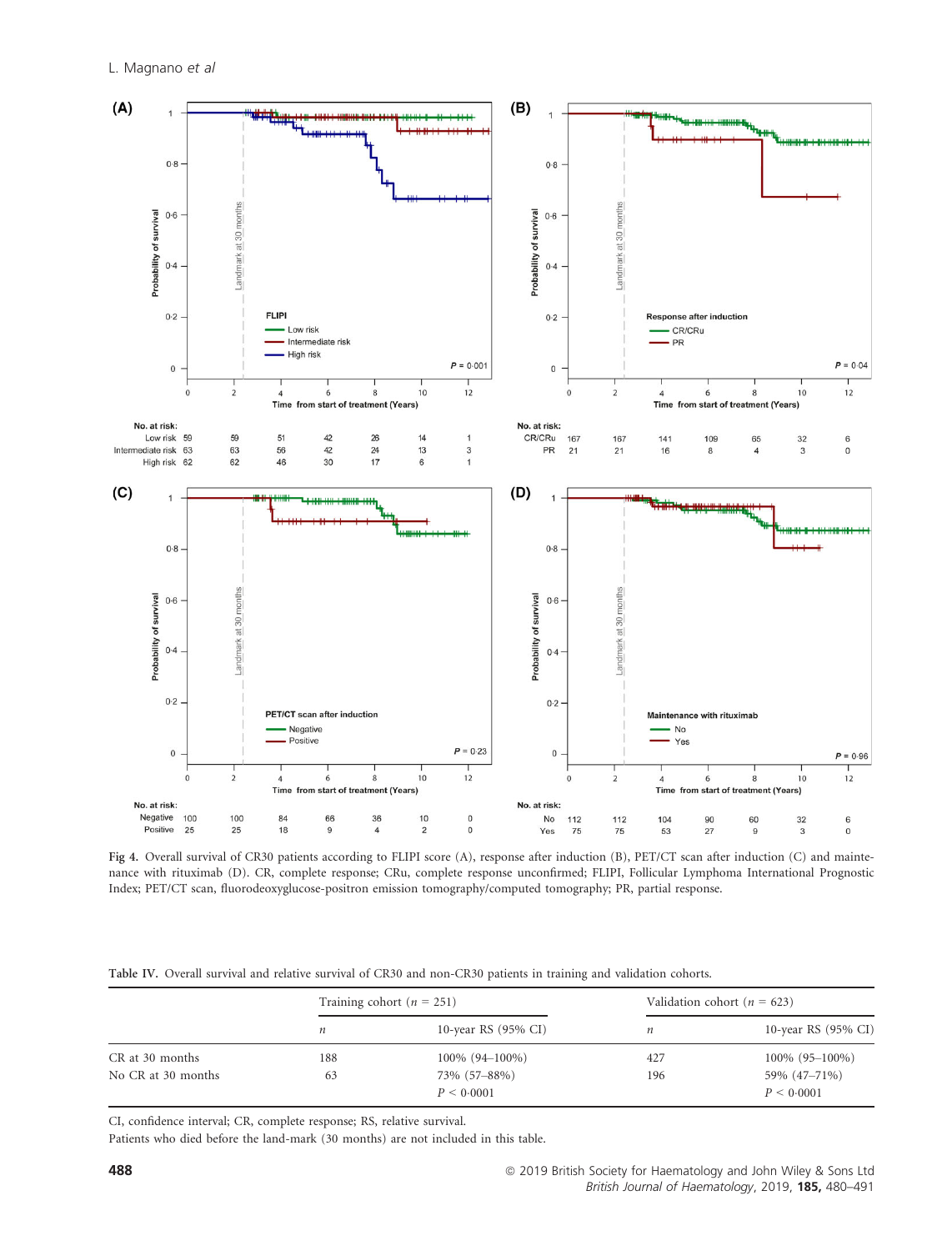Fig 4. Overall survival of CR30 patients according to FLIPI score (A), response after induction (B), PET/CT scan after induction (C) and maintenance with rituximab (D). CR, complete response; CRu, complete response unconfirmed; FLIPI, Follicular Lymphoma International Prognostic Index; PET/CT scan, fluorodeoxyglucose-positron emission tomography/computed tomography; PR, partial response.

Table IV. Overall survival and relative survival of CR30 and non-CR30 patients in training and validation cohorts.

| | Training cohort ($n$ = 251) | | Validation cohort ($n$ = 623) | |
|---|---|---|---|---|
| | $n$ | 10-year RS (95% CI) | $n$ | 10-year RS (95% CI) |
| CR at 30 months | 188 | 100% (94–100%) | 427 | 100% (95–100%) |
| No CR at 30 months | 63 | 73% (57–88%) | 196 | 59% (47–71%) |
| | | $P < 0{\cdot}0001$ | | $P < 0{\cdot}0001$ |

CI, confidence interval; CR, complete response; RS, relative survival.
Patients who died before the land-mark (30 months) are not included in this table.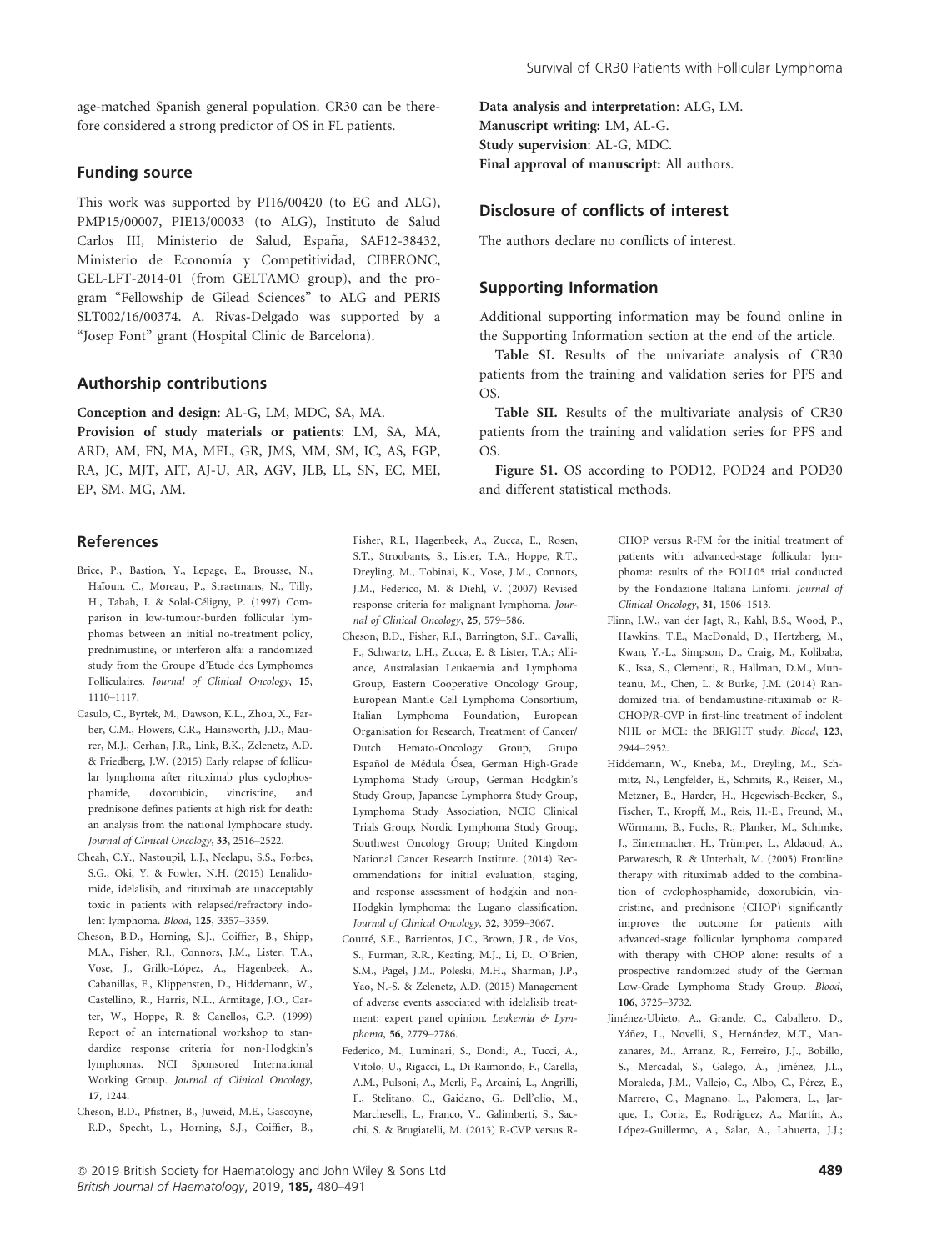age-matched Spanish general population. CR30 can be therefore considered a strong predictor of OS in FL patients.

## Funding source

This work was supported by PI16/00420 (to EG and ALG), PMP15/00007, PIE13/00033 (to ALG), Instituto de Salud Carlos III, Ministerio de Salud, España, SAF12-38432, Ministerio de Economía y Competitividad, CIBERONC, GEL-LFT-2014-01 (from GELTAMO group), and the program "Fellowship de Gilead Sciences" to ALG and PERIS SLT002/16/00374. A. Rivas-Delgado was supported by a "Josep Font" grant (Hospital Clinic de Barcelona).

## Authorship contributions

**Conception and design**: AL-G, LM, MDC, SA, MA.

**Provision of study materials or patients**: LM, SA, MA, ARD, AM, FN, MA, MEL, GR, JMS, MM, SM, IC, AS, FGP, RA, JC, MJT, AIT, AJ-U, AR, AGV, JLB, LL, SN, EC, MEI, EP, SM, MG, AM.

**Data analysis and interpretation**: ALG, LM.

**Manuscript writing:** LM, AL-G.

**Study supervision**: AL-G, MDC.

**Final approval of manuscript:** All authors.

## Disclosure of conflicts of interest

The authors declare no conflicts of interest.

## Supporting Information

Additional supporting information may be found online in the Supporting Information section at the end of the article.

**Table SI.** Results of the univariate analysis of CR30 patients from the training and validation series for PFS and OS.

**Table SII.** Results of the multivariate analysis of CR30 patients from the training and validation series for PFS and OS.

**Figure S1.** OS according to POD12, POD24 and POD30 and different statistical methods.

## References

Brice, P., Bastion, Y., Lepage, E., Brousse, N., Haïoun, C., Moreau, P., Straetmans, N., Tilly, H., Tabah, I. & Solal-Céligny, P. (1997) Comparison in low-tumour-burden follicular lymphomas between an initial no-treatment policy, prednimustine, or interferon alfa: a randomized study from the Groupe d'Etude des Lymphomes Folliculaires. *Journal of Clinical Oncology*, **15**, 1110–1117.

Casulo, C., Byrtek, M., Dawson, K.L., Zhou, X., Farber, C.M., Flowers, C.R., Hainsworth, J.D., Maurer, M.J., Cerhan, J.R., Link, B.K., Zelenetz, A.D. & Friedberg, J.W. (2015) Early relapse of follicular lymphoma after rituximab plus cyclophosphamide, doxorubicin, vincristine, and prednisone defines patients at high risk for death: an analysis from the national lymphocare study. *Journal of Clinical Oncology*, **33**, 2516–2522.

Cheah, C.Y., Nastoupil, L.J., Neelapu, S.S., Forbes, S.G., Oki, Y. & Fowler, N.H. (2015) Lenalidomide, idelalisib, and rituximab are unacceptably toxic in patients with relapsed/refractory indolent lymphoma. *Blood*, **125**, 3357–3359.

Cheson, B.D., Horning, S.J., Coiffier, B., Shipp, M.A., Fisher, R.I., Connors, J.M., Lister, T.A., Vose, J., Grillo-López, A., Hagenbeek, A., Cabanillas, F., Klippensten, D., Hiddemann, W., Castellino, R., Harris, N.L., Armitage, J.O., Carter, W., Hoppe, R. & Canellos, G.P. (1999) Report of an international workshop to standardize response criteria for non-Hodgkin's lymphomas. NCI Sponsored International Working Group. *Journal of Clinical Oncology*, **17**, 1244.

Cheson, B.D., Pfistner, B., Juweid, M.E., Gascoyne, R.D., Specht, L., Horning, S.J., Coiffier, B., Fisher, R.I., Hagenbeek, A., Zucca, E., Rosen, S.T., Stroobants, S., Lister, T.A., Hoppe, R.T., Dreyling, M., Tobinai, K., Vose, J.M., Connors, J.M., Federico, M. & Diehl, V. (2007) Revised response criteria for malignant lymphoma. *Journal of Clinical Oncology*, **25**, 579–586.

Cheson, B.D., Fisher, R.I., Barrington, S.F., Cavalli, F., Schwartz, L.H., Zucca, E. & Lister, T.A.; Alliance, Australasian Leukaemia and Lymphoma Group, Eastern Cooperative Oncology Group, European Mantle Cell Lymphoma Consortium, Italian Lymphoma Foundation, European Organisation for Research, Treatment of Cancer/Dutch Hemato-Oncology Group, Grupo Español de Médula Ósea, German High-Grade Lymphoma Study Group, German Hodgkin's Study Group, Japanese Lymphorra Study Group, Lymphoma Study Association, NCIC Clinical Trials Group, Nordic Lymphoma Study Group, Southwest Oncology Group; United Kingdom National Cancer Research Institute. (2014) Recommendations for initial evaluation, staging, and response assessment of hodgkin and non-Hodgkin lymphoma: the Lugano classification. *Journal of Clinical Oncology*, **32**, 3059–3067.

Coutré, S.E., Barrientos, J.C., Brown, J.R., de Vos, S., Furman, R.R., Keating, M.J., Li, D., O'Brien, S.M., Pagel, J.M., Poleski, M.H., Sharman, J.P., Yao, N.-S. & Zelenetz, A.D. (2015) Management of adverse events associated with idelalisib treatment: expert panel opinion. *Leukemia & Lymphoma*, **56**, 2779–2786.

Federico, M., Luminari, S., Dondi, A., Tucci, A., Vitolo, U., Rigacci, L., Di Raimondo, F., Carella, A.M., Pulsoni, A., Merli, F., Arcaini, L., Angrilli, F., Stelitano, C., Gaidano, G., Dell'olio, M., Marcheselli, L., Franco, V., Galimberti, S., Sacchi, S. & Brugiatelli, M. (2013) R-CVP versus R-CHOP versus R-FM for the initial treatment of patients with advanced-stage follicular lymphoma: results of the FOLL05 trial conducted by the Fondazione Italiana Linfomi. *Journal of Clinical Oncology*, **31**, 1506–1513.

Flinn, I.W., van der Jagt, R., Kahl, B.S., Wood, P., Hawkins, T.E., MacDonald, D., Hertzberg, M., Kwan, Y.-L., Simpson, D., Craig, M., Kolibaba, K., Issa, S., Clementi, R., Hallman, D.M., Munteanu, M., Chen, L. & Burke, J.M. (2014) Randomized trial of bendamustine-rituximab or R-CHOP/R-CVP in first-line treatment of indolent NHL or MCL: the BRIGHT study. *Blood*, **123**, 2944–2952.

Hiddemann, W., Kneba, M., Dreyling, M., Schmitz, N., Lengfelder, E., Schmits, R., Reiser, M., Metzner, B., Harder, H., Hegewisch-Becker, S., Fischer, T., Kropff, M., Reis, H.-E., Freund, M., Wörmann, B., Fuchs, R., Planker, M., Schimke, J., Eimermacher, H., Trümper, L., Aldaoud, A., Parwaresch, R. & Unterhalt, M. (2005) Frontline therapy with rituximab added to the combination of cyclophosphamide, doxorubicin, vincristine, and prednisone (CHOP) significantly improves the outcome for patients with advanced-stage follicular lymphoma compared with therapy with CHOP alone: results of a prospective randomized study of the German Low-Grade Lymphoma Study Group. *Blood*, **106**, 3725–3732.

Jiménez-Ubieto, A., Grande, C., Caballero, D., Yáñez, L., Novelli, S., Hernández, M.T., Manzanares, M., Arranz, R., Ferreiro, J.J., Bobillo, S., Mercadal, S., Galego, A., Jiménez, J.L., Moraleda, J.M., Vallejo, C., Albo, C., Pérez, E., Marrero, C., Magnano, L., Palomera, L., Jarque, I., Coria, E., Rodriguez, A., Martín, A., López-Guillermo, A., Salar, A., Lahuerta, J.J.;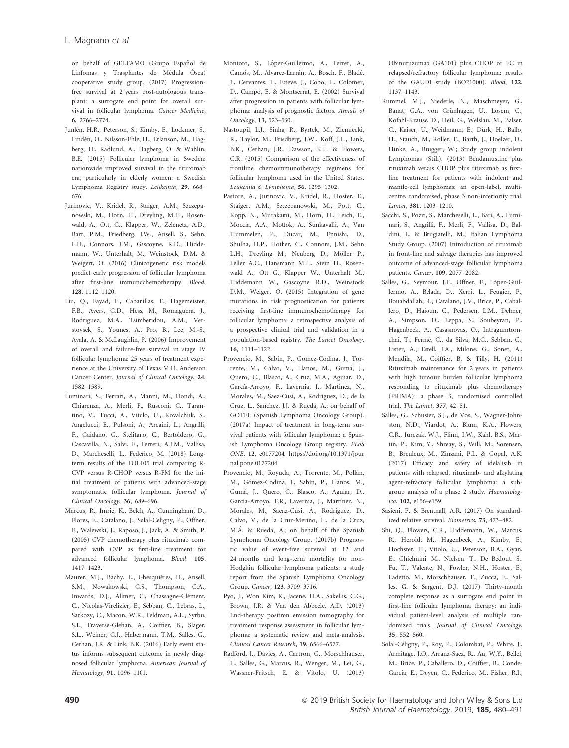on behalf of GELTAMO (Grupo Español de Linfomas y Trasplantes de Médula Ósea) cooperative study group. (2017) Progression-free survival at 2 years post-autologous transplant: a surrogate end point for overall survival in follicular lymphoma. *Cancer Medicine*, **6**, 2766–2774.

Junlén, H.R., Peterson, S., Kimby, E., Lockmer, S., Lindén, O., Nilsson-Ehle, H., Erlanson, M., Hagberg, H., Rådlund, A., Hagberg, O. & Wahlin, B.E. (2015) Follicular lymphoma in Sweden: nationwide improved survival in the rituximab era, particularly in elderly women: a Swedish Lymphoma Registry study. *Leukemia*, **29**, 668–676.

Jurinovic, V., Kridel, R., Staiger, A.M., Szczepanowski, M., Horn, H., Dreyling, M.H., Rosenwald, A., Ott, G., Klapper, W., Zelenetz, A.D., Barr, P.M., Friedberg, J.W., Ansell, S., Sehn, L.H., Connors, J.M., Gascoyne, R.D., Hiddemann, W., Unterhalt, M., Weinstock, D.M. & Weigert, O. (2016) Clinicogenetic risk models predict early progression of follicular lymphoma after first-line immunochemotherapy. *Blood*, **128**, 1112–1120.

Liu, Q., Fayad, L., Cabanillas, F., Hagemeister, F.B., Ayers, G.D., Hess, M., Romaguera, J., Rodriguez, M.A., Tsimberidou, A.M., Verstovsek, S., Younes, A., Pro, B., Lee, M.-S., Ayala, A. & McLaughlin, P. (2006) Improvement of overall and failure-free survival in stage IV follicular lymphoma: 25 years of treatment experience at the University of Texas M.D. Anderson Cancer Center. *Journal of Clinical Oncology*, **24**, 1582–1589.

Luminari, S., Ferrari, A., Manni, M., Dondi, A., Chiarenza, A., Merli, F., Rusconi, C., Tarantino, V., Tucci, A., Vitolo, U., Kovalchuk, S., Angelucci, E., Pulsoni, A., Arcaini, L., Angrilli, F., Gaidano, G., Stelitano, C., Bertoldero, G., Cascavilla, N., Salvi, F., Ferreri, A.J.M., Vallisa, D., Marcheselli, L., Federico, M. (2018) Long-term results of the FOLL05 trial comparing R-CVP versus R-CHOP versus R-FM for the initial treatment of patients with advanced-stage symptomatic follicular lymphoma. *Journal of Clinical Oncology*, **36**, 689–696.

Marcus, R., Imrie, K., Belch, A., Cunningham, D., Flores, E., Catalano, J., Solal-Celigny, P., Offner, F., Walewski, J., Raposo, J., Jack, A. & Smith, P. (2005) CVP chemotherapy plus rituximab compared with CVP as first-line treatment for advanced follicular lymphoma. *Blood*, **105**, 1417–1423.

Maurer, M.J., Bachy, E., Ghesquières, H., Ansell, S.M., Nowakowski, G.S., Thompson, C.A., Inwards, D.J., Allmer, C., Chassagne-Clément, C., Nicolas-Virelizier, E., Sebban, C., Lebras, L., Sarkozy, C., Macon, W.R., Feldman, A.L., Syrbu, S.I., Traverse-Glehan, A., Coiffier, B., Slager, S.L., Weiner, G.J., Habermann, T.M., Salles, G., Cerhan, J.R. & Link, B.K. (2016) Early event status informs subsequent outcome in newly diagnosed follicular lymphoma. *American Journal of Hematology*, **91**, 1096–1101.

Montoto, S., López-Guillermo, A., Ferrer, A., Camós, M., Alvarez-Larrán, A., Bosch, F., Bladé, J., Cervantes, F., Esteve, J., Cobo, F., Colomer, D., Campo, E. & Montserrat, E. (2002) Survival after progression in patients with follicular lymphoma: analysis of prognostic factors. *Annals of Oncology*, **13**, 523–530.

Nastoupil, L.J., Sinha, R., Byrtek, M., Ziemiecki, R., Taylor, M., Friedberg, J.W., Koff, J.L., Link, B.K., Cerhan, J.R., Dawson, K.L. & Flowers, C.R. (2015) Comparison of the effectiveness of frontline chemoimmunotherapy regimens for follicular lymphoma used in the United States. *Leukemia & Lymphoma*, **56**, 1295–1302.

Pastore, A., Jurinovic, V., Kridel, R., Hoster, E., Staiger, A.M., Szczepanowski, M., Pott, C., Kopp, N., Murakami, M., Horn, H., Leich, E., Moccia, A.A., Mottok, A., Sunkavalli, A., Van Hummelen, P., Ducar, M., Ennishi, D., Shulha, H.P., Hother, C., Connors, J.M., Sehn L.H., Dreyling M., Neuberg D., Möller P., Feller A.C., Hansmann M.L., Stein H., Rosenwald A., Ott G., Klapper W., Unterhalt M., Hiddemann W., Gascoyne R.D., Weinstock D.M., Weigert O. (2015) Integration of gene mutations in risk prognostication for patients receiving first-line immunochemotherapy for follicular lymphoma: a retrospective analysis of a prospective clinical trial and validation in a population-based registry. *The Lancet Oncology*, **16**, 1111–1122.

Provencio, M., Sabín, P., Gomez-Codina, J., Torrente, M., Calvo, V., Llanos, M., Gumá, J., Quero, C., Blasco, A., Cruz, M.A., Aguiar, D., García-Arroyo, F., Lavernia, J., Martinez, N., Morales, M., Saez-Cusi, A., Rodriguez, D., de la Cruz, L., Sanchez, J.J. & Rueda, A.; on behalf of GOTEL (Spanish Lymphoma Oncology Group). (2017a) Impact of treatment in long-term survival patients with follicular lymphoma: a Spanish Lymphoma Oncology Group registry. *PLoS ONE*, **12**, e0177204. https://doi.org/10.1371/journal.pone.0177204

Provencio, M., Royuela, A., Torrente, M., Pollán, M., Gómez-Codina, J., Sabín, P., Llanos, M., Gumá, J., Quero, C., Blasco, A., Aguiar, D., García-Arroyo, F.R., Lavernia, J., Martínez, N., Morales, M., Saenz-Cusi, Á., Rodríguez, D., Calvo, V., de la Cruz-Merino, L., de la Cruz, M.Á. & Rueda, A.; on behalf of the Spanish Lymphoma Oncology Group. (2017b) Prognostic value of event-free survival at 12 and 24 months and long-term mortality for non-Hodgkin follicular lymphoma patients: a study report from the Spanish Lymphoma Oncology Group. *Cancer*, **123**, 3709–3716.

Pyo, J., Won Kim, K., Jacene, H.A., Sakellis, C.G., Brown, J.R. & Van den Abbeele, A.D. (2013) End-therapy positron emission tomography for treatment response assessment in follicular lymphoma: a systematic review and meta-analysis. *Clinical Cancer Research*, **19**, 6566–6577.

Radford, J., Davies, A., Cartron, G., Morschhauser, F., Salles, G., Marcus, R., Wenger, M., Lei, G., Wassner-Fritsch, E. & Vitolo, U. (2013) Obinutuzumab (GA101) plus CHOP or FC in relapsed/refractory follicular lymphoma: results of the GAUDI study (BO21000). *Blood*, **122**, 1137–1143.

Rummel, M.J., Niederle, N., Maschmeyer, G., Banat, G.A., von Grünhagen, U., Losem, C., Kofahl-Krause, D., Heil, G., Welslau, M., Balser, C., Kaiser, U., Weidmann, E., Dürk, H., Ballo, H., Stauch, M., Roller, F., Barth, J., Hoelzer, D., Hinke, A., Brugger, W.; Study group indolent Lymphomas (StiL). (2013) Bendamustine plus rituximab versus CHOP plus rituximab as first-line treatment for patients with indolent and mantle-cell lymphomas: an open-label, multicentre, randomised, phase 3 non-inferiority trial. *Lancet*, **381**, 1203–1210.

Sacchi, S., Pozzi, S., Marcheselli, L., Bari, A., Luminari, S., Angrilli, F., Merli, F., Vallisa, D., Baldini, L. & Brugiatelli, M.; Italian Lymphoma Study Group. (2007) Introduction of rituximab in front-line and salvage therapies has improved outcome of advanced-stage follicular lymphoma patients. *Cancer*, **109**, 2077–2082.

Salles, G., Seymour, J.F., Offner, F., López-Guillermo, A., Belada, D., Xerri, L., Feugier, P., Bouabdallah, R., Catalano, J.V., Brice, P., Caballero, D., Haioun, C., Pedersen, L.M., Delmer, A., Simpson, D., Leppa, S., Soubeyran, P., Hagenbeek, A., Casasnovas, O., Intragumtornchai, T., Fermé, C., da Silva, M.G., Sebban, C., Lister, A., Estell, J.A., Milone, G., Sonet, A., Mendila, M., Coiffier, B. & Tilly, H. (2011) Rituximab maintenance for 2 years in patients with high tumour burden follicular lymphoma responding to rituximab plus chemotherapy (PRIMA): a phase 3, randomised controlled trial. *The Lancet*, **377**, 42–51.

Salles, G., Schuster, S.J., de Vos, S., Wagner-Johnston, N.D., Viardot, A., Blum, K.A., Flowers, C.R., Jurczak, W.J., Flinn, I.W., Kahl, B.S., Martin, P., Kim, Y., Shreay, S., Will, M., Sorensen, B., Breuleux, M., Zinzani, P.L. & Gopal, A.K. (2017) Efficacy and safety of idelalisib in patients with relapsed, rituximab- and alkylating agent-refractory follicular lymphoma: a subgroup analysis of a phase 2 study. *Haematologica*, **102**, e156–e159.

Sasieni, P. & Brentnall, A.R. (2017) On standardized relative survival. *Biometrics*, **73**, 473–482.

Shi, Q., Flowers, C.R., Hiddemann, W., Marcus, R., Herold, M., Hagenbeek, A., Kimby, E., Hochster, H., Vitolo, U., Peterson, B.A., Gyan, E., Ghielmini, M., Nielsen, T., De Bedout, S., Fu, T., Valente, N., Fowler, N.H., Hoster, E., Ladetto, M., Morschhauser, F., Zucca, E., Salles, G. & Sargent, D.J. (2017) Thirty-month complete response as a surrogate end point in first-line follicular lymphoma therapy: an individual patient-level analysis of multiple randomized trials. *Journal of Clinical Oncology*, **35**, 552–560.

Solal-Céligny, P., Roy, P., Colombat, P., White, J., Armitage, J.O., Arranz-Saez, R., Au, W.Y., Bellei, M., Brice, P., Caballero, D., Coiffier, B., Conde-Garcia, E., Doyen, C., Federico, M., Fisher, R.I.,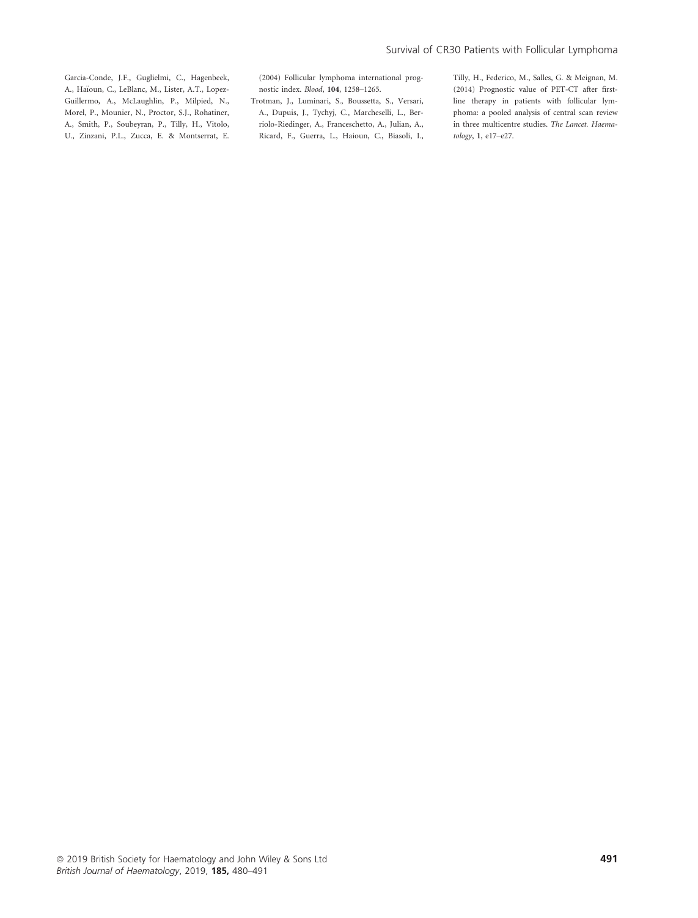Garcia-Conde, J.F., Guglielmi, C., Hagenbeek, A., Haïoun, C., LeBlanc, M., Lister, A.T., Lopez-Guillermo, A., McLaughlin, P., Milpied, N., Morel, P., Mounier, N., Proctor, S.J., Rohatiner, A., Smith, P., Soubeyran, P., Tilly, H., Vitolo, U., Zinzani, P.L., Zucca, E. & Montserrat, E. (2004) Follicular lymphoma international prognostic index. *Blood*, **104**, 1258–1265.

Trotman, J., Luminari, S., Boussetta, S., Versari, A., Dupuis, J., Tychyj, C., Marcheselli, L., Berriolo-Riedinger, A., Franceschetto, A., Julian, A., Ricard, F., Guerra, L., Haioun, C., Biasoli, I., Tilly, H., Federico, M., Salles, G. & Meignan, M. (2014) Prognostic value of PET-CT after first-line therapy in patients with follicular lymphoma: a pooled analysis of central scan review in three multicentre studies. *The Lancet. Haematology*, **1**, e17–e27.